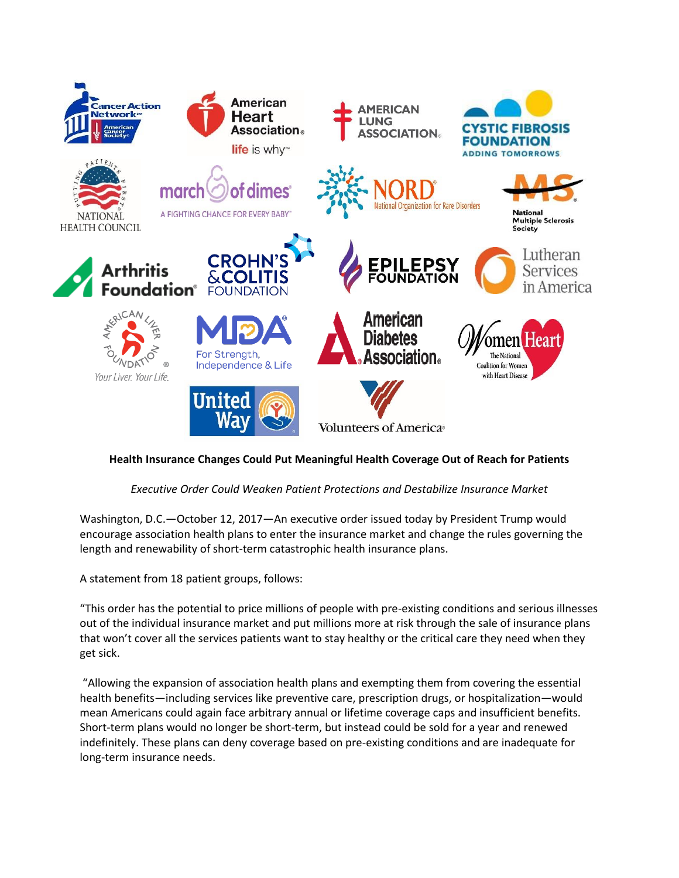**Health Insurance Changes Could Put Meaningful Health Coverage Out of Reach for Patients**

*Executive Order Could Weaken Patient Protections and Destabilize Insurance Market*

Washington, D.C.—October 12, 2017—An executive order issued today by President Trump would encourage association health plans to enter the insurance market and change the rules governing the length and renewability of short-term catastrophic health insurance plans.

A statement from 18 patient groups, follows:

"This order has the potential to price millions of people with pre-existing conditions and serious illnesses out of the individual insurance market and put millions more at risk through the sale of insurance plans that won't cover all the services patients want to stay healthy or the critical care they need when they get sick.

"Allowing the expansion of association health plans and exempting them from covering the essential health benefits—including services like preventive care, prescription drugs, or hospitalization—would mean Americans could again face arbitrary annual or lifetime coverage caps and insufficient benefits. Short-term plans would no longer be short-term, but instead could be sold for a year and renewed indefinitely. These plans can deny coverage based on pre-existing conditions and are inadequate for long-term insurance needs.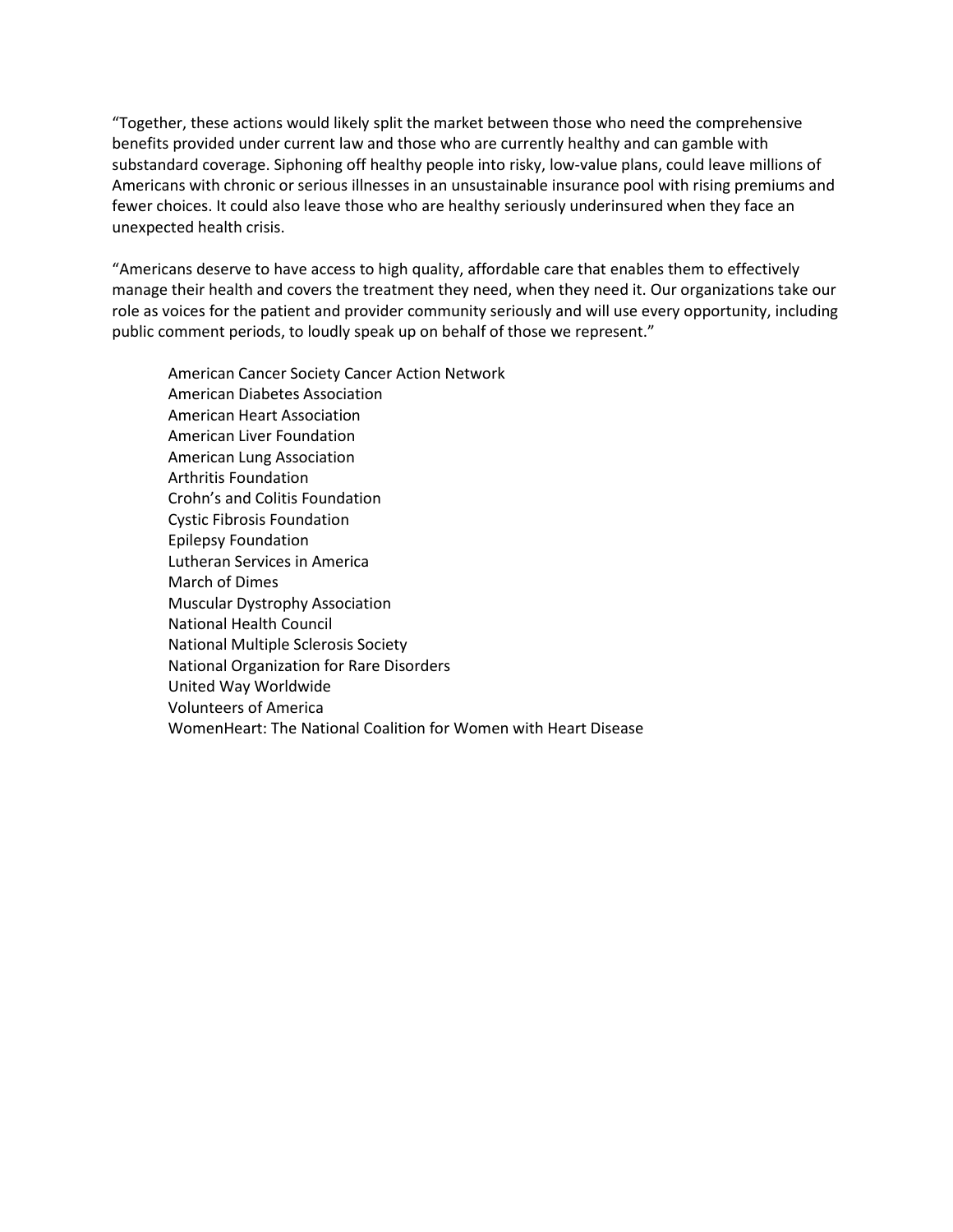"Together, these actions would likely split the market between those who need the comprehensive benefits provided under current law and those who are currently healthy and can gamble with substandard coverage. Siphoning off healthy people into risky, low-value plans, could leave millions of Americans with chronic or serious illnesses in an unsustainable insurance pool with rising premiums and fewer choices. It could also leave those who are healthy seriously underinsured when they face an unexpected health crisis.

"Americans deserve to have access to high quality, affordable care that enables them to effectively manage their health and covers the treatment they need, when they need it. Our organizations take our role as voices for the patient and provider community seriously and will use every opportunity, including public comment periods, to loudly speak up on behalf of those we represent."

American Cancer Society Cancer Action Network
American Diabetes Association
American Heart Association
American Liver Foundation
American Lung Association
Arthritis Foundation
Crohn's and Colitis Foundation
Cystic Fibrosis Foundation
Epilepsy Foundation
Lutheran Services in America
March of Dimes
Muscular Dystrophy Association
National Health Council
National Multiple Sclerosis Society
National Organization for Rare Disorders
United Way Worldwide
Volunteers of America
WomenHeart: The National Coalition for Women with Heart Disease